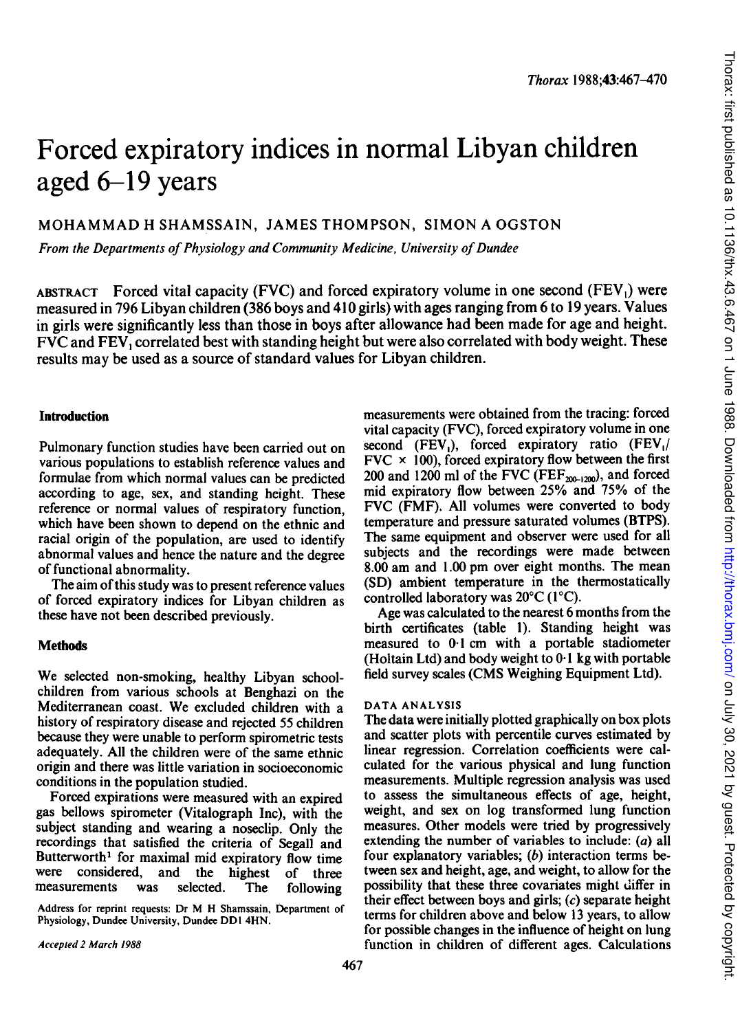# Forced expiratory indices in normal Libyan children aged 6–19 years

MOHAMMAD H SHAMSSAIN, JAMES THOMPSON, SIMON A OGSTON

*From the Departments of Physiology and Community Medicine, University of Dundee*

ABSTRACT Forced vital capacity (FVC) and forced expiratory volume in one second ($FEV_1$) were measured in 796 Libyan children (386 boys and 410 girls) with ages ranging from 6 to 19 years. Values in girls were significantly less than those in boys after allowance had been made for age and height. FVC and $FEV_1$ correlated best with standing height but were also correlated with body weight. These results may be used as a source of standard values for Libyan children.

## Introduction

Pulmonary function studies have been carried out on various populations to establish reference values and formulae from which normal values can be predicted according to age, sex, and standing height. These reference or normal values of respiratory function, which have been shown to depend on the ethnic and racial origin of the population, are used to identify abnormal values and hence the nature and the degree of functional abnormality.

The aim of this study was to present reference values of forced expiratory indices for Libyan children as these have not been described previously.

## Methods

We selected non-smoking, healthy Libyan schoolchildren from various schools at Benghazi on the Mediterranean coast. We excluded children with a history of respiratory disease and rejected 55 children because they were unable to perform spirometric tests adequately. All the children were of the same ethnic origin and there was little variation in socioeconomic conditions in the population studied.

Forced expirations were measured with an expired gas bellows spirometer (Vitalograph Inc), with the subject standing and wearing a noseclip. Only the recordings that satisfied the criteria of Segall and Butterworth[1] for maximal mid expiratory flow time were considered, and the highest of three measurements was selected. The following measurements were obtained from the tracing: forced vital capacity (FVC), forced expiratory volume in one second ($FEV_1$), forced expiratory ratio ($FEV_1$/FVC × 100), forced expiratory flow between the first 200 and 1200 ml of the FVC ($FEF_{200-1200}$), and forced mid expiratory flow between 25% and 75% of the FVC (FMF). All volumes were converted to body temperature and pressure saturated volumes (BTPS). The same equipment and observer were used for all subjects and the recordings were made between 8.00 am and 1.00 pm over eight months. The mean (SD) ambient temperature in the thermostatically controlled laboratory was 20°C (1°C).

Age was calculated to the nearest 6 months from the birth certificates (table 1). Standing height was measured to 0·1 cm with a portable stadiometer (Holtain Ltd) and body weight to 0·1 kg with portable field survey scales (CMS Weighing Equipment Ltd).

### DATA ANALYSIS

The data were initially plotted graphically on box plots and scatter plots with percentile curves estimated by linear regression. Correlation coefficients were calculated for the various physical and lung function measurements. Multiple regression analysis was used to assess the simultaneous effects of age, height, weight, and sex on log transformed lung function measures. Other models were tried by progressively extending the number of variables to include: (*a*) all four explanatory variables; (*b*) interaction terms between sex and height, age, and weight, to allow for the possibility that these three covariates might differ in their effect between boys and girls; (*c*) separate height terms for children above and below 13 years, to allow for possible changes in the influence of height on lung function in children of different ages. Calculations

Address for reprint requests: Dr M H Shamssain, Department of Physiology, Dundee University, Dundee DD1 4HN.

*Accepted 2 March 1988*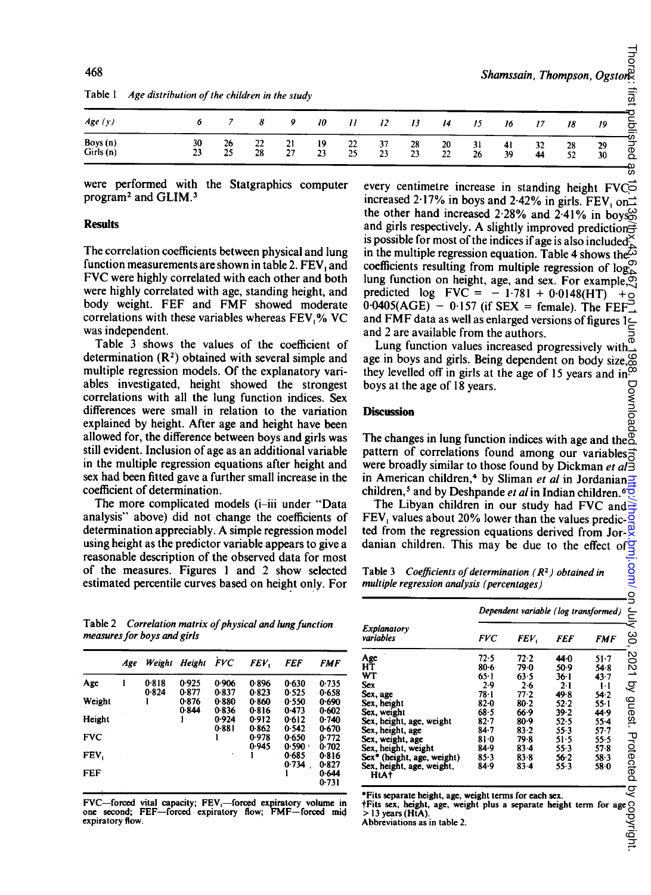Table 1 *Age distribution of the children in the study*

| Age (y) | 6 | 7 | 8 | 9 | 10 | 11 | 12 | 13 | 14 | 15 | 16 | 17 | 18 | 19 |
|---|---|---|---|---|---|---|---|---|---|---|---|---|---|---|
| Boys (n) | 30 | 26 | 22 | 21 | 19 | 22 | 37 | 28 | 20 | 31 | 41 | 32 | 28 | 29 |
| Girls (n) | 23 | 25 | 28 | 27 | 23 | 25 | 23 | 23 | 22 | 26 | 39 | 44 | 52 | 30 |

were performed with the Statgraphics computer program[2] and GLIM.[3]

## Results

The correlation coefficients between physical and lung function measurements are shown in table 2. $FEV_1$ and FVC were highly correlated with each other and both were highly correlated with age, standing height, and body weight. FEF and FMF showed moderate correlations with these variables whereas $FEV_1$% VC was independent.

Table 3 shows the values of the coefficient of determination ($R^2$) obtained with several simple and multiple regression models. Of the explanatory variables investigated, height showed the strongest correlations with all the lung function indices. Sex differences were small in relation to the variation explained by height. After age and height have been allowed for, the difference between boys and girls was still evident. Inclusion of age as an additional variable in the multiple regression equations after height and sex had been fitted gave a further small increase in the coefficient of determination.

The more complicated models (i–iii under "Data analysis" above) did not change the coefficients of determination appreciably. A simple regression model using height as the predictor variable appears to give a reasonable description of the observed data for most of the measures. Figures 1 and 2 show selected estimated percentile curves based on height only. For every centimetre increase in standing height FVC increased 2·17% in boys and 2·42% in girls. $FEV_1$ on the other hand increased 2·28% and 2·41% in boys and girls respectively. A slightly improved prediction is possible for most of the indices if age is also included in the multiple regression equation. Table 4 shows the coefficients resulting from multiple regression of log lung function on height, age, and sex. For example, predicted log FVC = − 1·781 + 0·0148(HT) + 0·0405(AGE) − 0·157 (if SEX = female). The FEF and FMF data as well as enlarged versions of figures 1 and 2 are available from the authors.

Lung function values increased progressively with age in boys and girls. Being dependent on body size, they levelled off in girls at the age of 15 years and in boys at the age of 18 years.

Table 2 *Correlation matrix of physical and lung function measures for boys and girls*

| | Age | Weight | Height | FVC | $FEV_1$ | FEF | FMF |
|---|---|---|---|---|---|---|---|
| Age | 1 | 0·818 | 0·925 | 0·906 | 0·896 | 0·630 | 0·735 |
| | | 0·824 | 0·877 | 0·837 | 0·823 | 0·525 | 0·658 |
| Weight | | 1 | 0·876 | 0·880 | 0·860 | 0·550 | 0·690 |
| | | | 0·844 | 0·836 | 0·816 | 0·473 | 0·602 |
| Height | | | 1 | 0·924 | 0·912 | 0·612 | 0·740 |
| | | | | 0·881 | 0·862 | 0·542 | 0·670 |
| FVC | | | | 1 | 0·978 | 0·650 | 0·772 |
| | | | | | 0·945 | 0·590 | 0·702 |
| $FEV_1$ | | | | | 1 | 0·685 | 0·816 |
| | | | | | | 0·734 | 0·827 |
| FEF | | | | | | 1 | 0·644 |
| | | | | | | | 0·731 |

FVC—forced vital capacity; $FEV_1$—forced expiratory volume in one second; FEF—forced expiratory flow; FMF—forced mid expiratory flow.

## Discussion

The changes in lung function indices with age and the pattern of correlations found among our variables were broadly similar to those found by Dickman *et al* in American children,[4] by Sliman *et al* in Jordanian children,[5] and by Deshpande *et al* in Indian children.[6]

The Libyan children in our study had FVC and $FEV_1$ values about 20% lower than the values predicted from the regression equations derived from Jordanian children. This may be due to the effect of

Table 3 *Coefficients of determination ($R^2$) obtained in multiple regression analysis (percentages)*

| Explanatory variables | Dependent variable (log transformed) FVC | $FEV_1$ | FEF | FMF |
|---|---|---|---|---|
| Age | 72·5 | 72·2 | 44·0 | 51·7 |
| HT | 80·6 | 79·0 | 50·9 | 54·8 |
| WT | 65·1 | 63·5 | 36·1 | 43·7 |
| Sex | 2·9 | 2·6 | 2·1 | 1·1 |
| Sex, age | 78·1 | 77·2 | 49·8 | 54·2 |
| Sex, height | 82·0 | 80·2 | 52·2 | 55·1 |
| Sex, weight | 68·5 | 66·9 | 39·2 | 44·9 |
| Sex, height, age, weight | 82·7 | 80·9 | 52·5 | 55·4 |
| Sex, height, age | 84·7 | 83·2 | 55·3 | 57·7 |
| Sex, weight, age | 81·0 | 79·8 | 51·5 | 55·5 |
| Sex, height, weight | 84·9 | 83·4 | 55·3 | 57·8 |
| Sex* (height, age, weight) | 85·3 | 83·8 | 56·2 | 58·3 |
| Sex, height, age, weight, HtA† | 84·9 | 83·4 | 55·3 | 58·0 |

*Fits separate height, age, weight terms for each sex.
†Fits sex, height, age, weight plus a separate height term for age > 13 years (HtA).
Abbreviations as in table 2.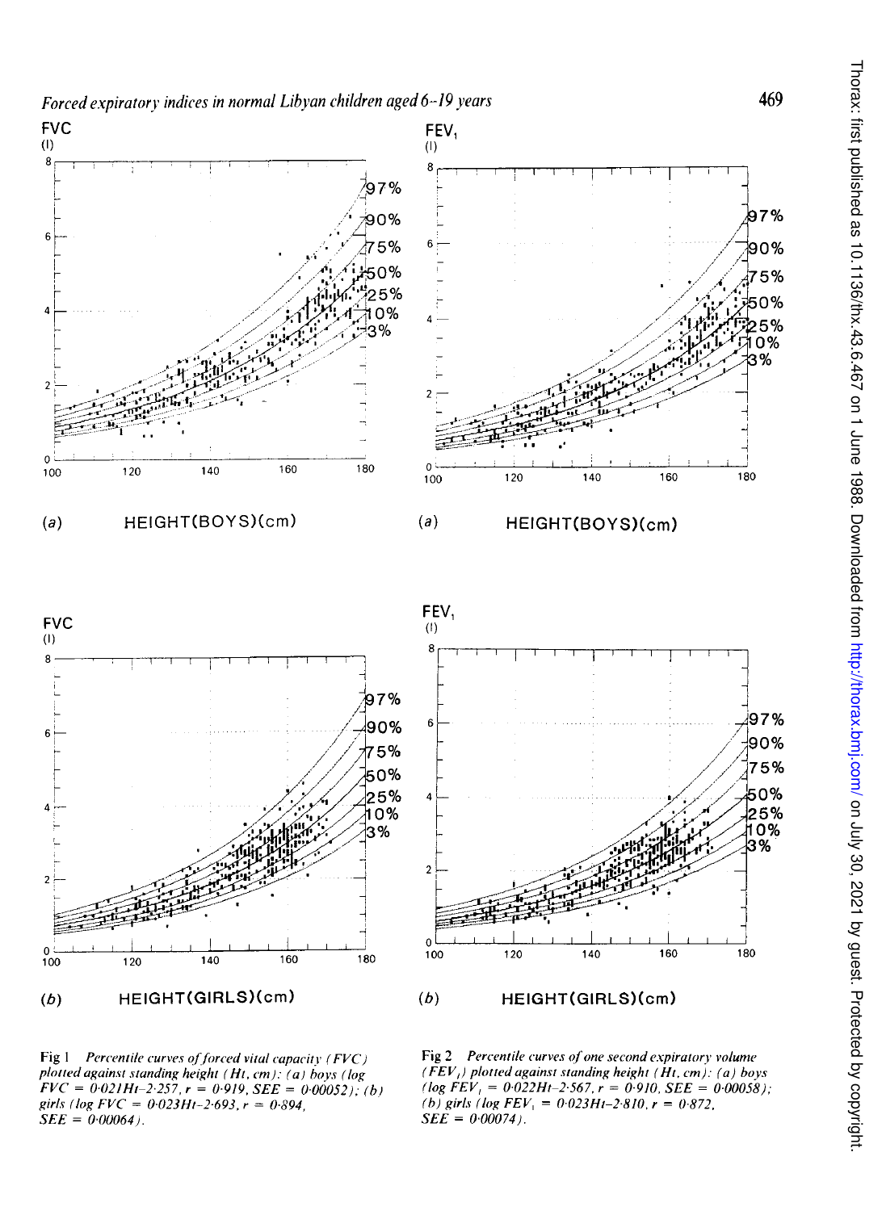Fig 1 *Percentile curves of forced vital capacity (FVC) plotted against standing height (Ht, cm): (a) boys (log FVC = 0·021Ht–2·257, r = 0·919, SEE = 0·00052); (b) girls (log FVC = 0·023Ht–2·693, r = 0·894, SEE = 0·00064).*

Fig 2 *Percentile curves of one second expiratory volume ($FEV_1$) plotted against standing height (Ht, cm): (a) boys (log $FEV_1$ = 0·022Ht–2·567, r = 0·910, SEE = 0·00058); (b) girls (log $FEV_1$ = 0·023Ht–2·810, r = 0·872, SEE = 0·00074).*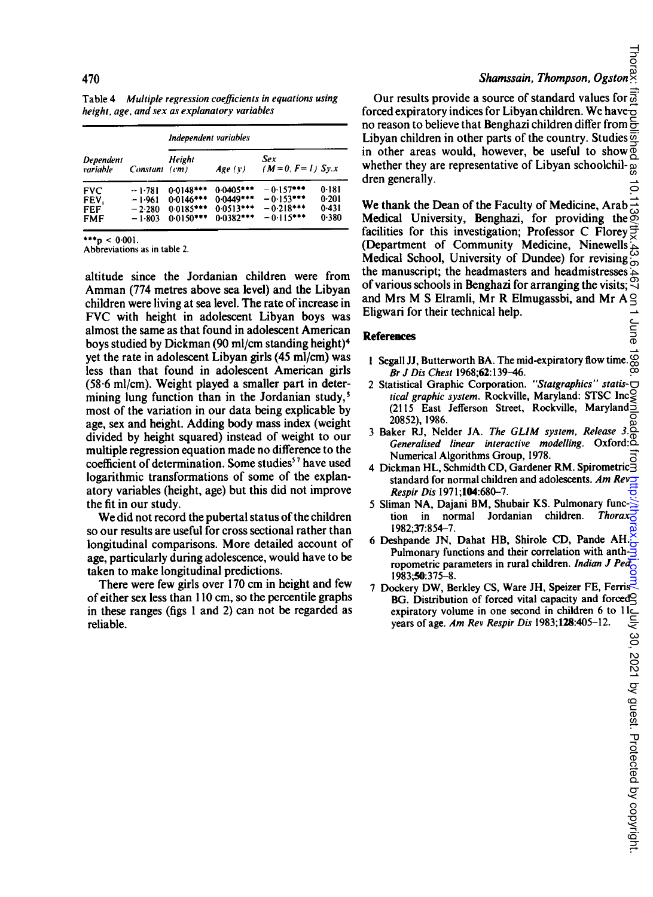Table 4 *Multiple regression coefficients in equations using height, age, and sex as explanatory variables*

| Dependent variable | Independent variables | | | | |
|---|---|---|---|---|---|
| | Constant | Height (cm) | Age (y) | Sex (M = 0, F = 1) | Sy.x |
| FVC | −1·781 | 0·0148*** | 0·0405*** | −0·157*** | 0·181 |
| $FEV_1$ | −1·961 | 0·0146*** | 0·0449*** | −0·153*** | 0·201 |
| FEF | −2·280 | 0·0185*** | 0·0513*** | −0·218*** | 0·431 |
| FMF | −1·803 | 0·0150*** | 0·0382*** | −0·115*** | 0·380 |

***$p < 0·001$.
Abbreviations as in table 2.

altitude since the Jordanian children were from Amman (774 metres above sea level) and the Libyan children were living at sea level. The rate of increase in FVC with height in adolescent Libyan boys was almost the same as that found in adolescent American boys studied by Dickman (90 ml/cm standing height)[4] yet the rate in adolescent Libyan girls (45 ml/cm) was less than that found in adolescent American girls (58·6 ml/cm). Weight played a smaller part in determining lung function than in the Jordanian study,[5] most of the variation in our data being explicable by age, sex and height. Adding body mass index (weight divided by height squared) instead of weight to our multiple regression equation made no difference to the coefficient of determination. Some studies[5,7] have used logarithmic transformations of some of the explanatory variables (height, age) but this did not improve the fit in our study.

We did not record the pubertal status of the children so our results are useful for cross sectional rather than longitudinal comparisons. More detailed account of age, particularly during adolescence, would have to be taken to make longitudinal predictions.

There were few girls over 170 cm in height and few of either sex less than 110 cm, so the percentile graphs in these ranges (figs 1 and 2) can not be regarded as reliable.

Our results provide a source of standard values for forced expiratory indices for Libyan children. We have no reason to believe that Benghazi children differ from Libyan children in other parts of the country. Studies in other areas would, however, be useful to show whether they are representative of Libyan schoolchildren generally.

We thank the Dean of the Faculty of Medicine, Arab Medical University, Benghazi, for providing the facilities for this investigation; Professor C Florey (Department of Community Medicine, Ninewells Medical School, University of Dundee) for revising the manuscript; the headmasters and headmistresses of various schools in Benghazi for arranging the visits; and Mrs M S Elramli, Mr R Elmugassbi, and Mr A Eligwari for their technical help.

## References

1. Segall JJ, Butterworth BA. The mid-expiratory flow time. *Br J Dis Chest* 1968;**62**:139–46.
2. Statistical Graphic Corporation. *"Statgraphics" statistical graphic system.* Rockville, Maryland: STSC Inc (2115 East Jefferson Street, Rockville, Maryland 20852), 1986.
3. Baker RJ, Nelder JA. *The GLIM system, Release 3. Generalised linear interactive modelling.* Oxford: Numerical Algorithms Group, 1978.
4. Dickman HL, Schmidth CD, Gardener RM. Spirometric standard for normal children and adolescents. *Am Rev Respir Dis* 1971;**104**:680–7.
5. Sliman NA, Dajani BM, Shubair KS. Pulmonary function in normal Jordanian children. *Thorax* 1982;**37**:854–7.
6. Deshpande JN, Dahat HB, Shirole CD, Pande AH. Pulmonary functions and their correlation with anthropometric parameters in rural children. *Indian J Ped* 1983;**50**:375–8.
7. Dockery DW, Berkley CS, Ware JH, Speizer FE, Ferris BG. Distribution of forced vital capacity and forced expiratory volume in one second in children 6 to 11 years of age. *Am Rev Respir Dis* 1983;**128**:405–12.